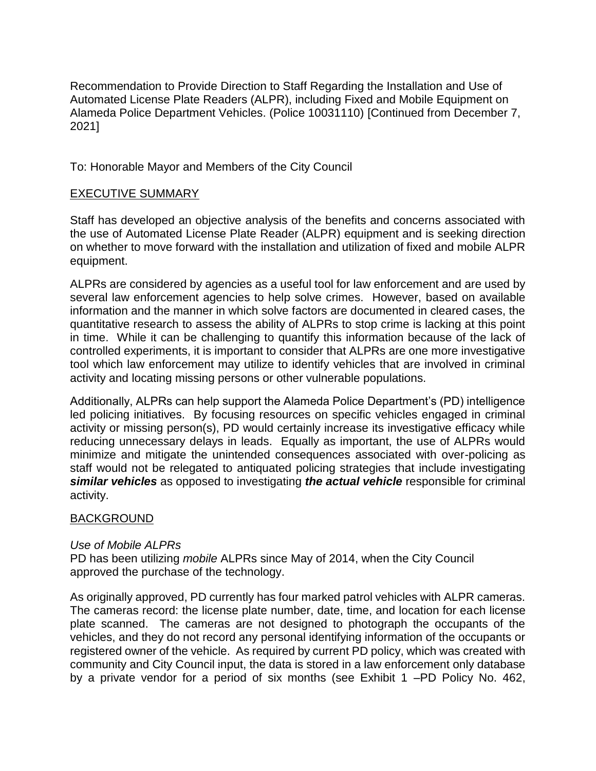Recommendation to Provide Direction to Staff Regarding the Installation and Use of Automated License Plate Readers (ALPR), including Fixed and Mobile Equipment on Alameda Police Department Vehicles. (Police 10031110) [Continued from December 7, 2021]

To: Honorable Mayor and Members of the City Council

## EXECUTIVE SUMMARY

Staff has developed an objective analysis of the benefits and concerns associated with the use of Automated License Plate Reader (ALPR) equipment and is seeking direction on whether to move forward with the installation and utilization of fixed and mobile ALPR equipment.

ALPRs are considered by agencies as a useful tool for law enforcement and are used by several law enforcement agencies to help solve crimes. However, based on available information and the manner in which solve factors are documented in cleared cases, the quantitative research to assess the ability of ALPRs to stop crime is lacking at this point in time. While it can be challenging to quantify this information because of the lack of controlled experiments, it is important to consider that ALPRs are one more investigative tool which law enforcement may utilize to identify vehicles that are involved in criminal activity and locating missing persons or other vulnerable populations.

Additionally, ALPRs can help support the Alameda Police Department's (PD) intelligence led policing initiatives. By focusing resources on specific vehicles engaged in criminal activity or missing person(s), PD would certainly increase its investigative efficacy while reducing unnecessary delays in leads. Equally as important, the use of ALPRs would minimize and mitigate the unintended consequences associated with over-policing as staff would not be relegated to antiquated policing strategies that include investigating ***similar vehicles*** as opposed to investigating ***the actual vehicle*** responsible for criminal activity.

## BACKGROUND

*Use of Mobile ALPRs*

PD has been utilizing *mobile* ALPRs since May of 2014, when the City Council approved the purchase of the technology.

As originally approved, PD currently has four marked patrol vehicles with ALPR cameras. The cameras record: the license plate number, date, time, and location for each license plate scanned. The cameras are not designed to photograph the occupants of the vehicles, and they do not record any personal identifying information of the occupants or registered owner of the vehicle. As required by current PD policy, which was created with community and City Council input, the data is stored in a law enforcement only database by a private vendor for a period of six months (see Exhibit 1 –PD Policy No. 462,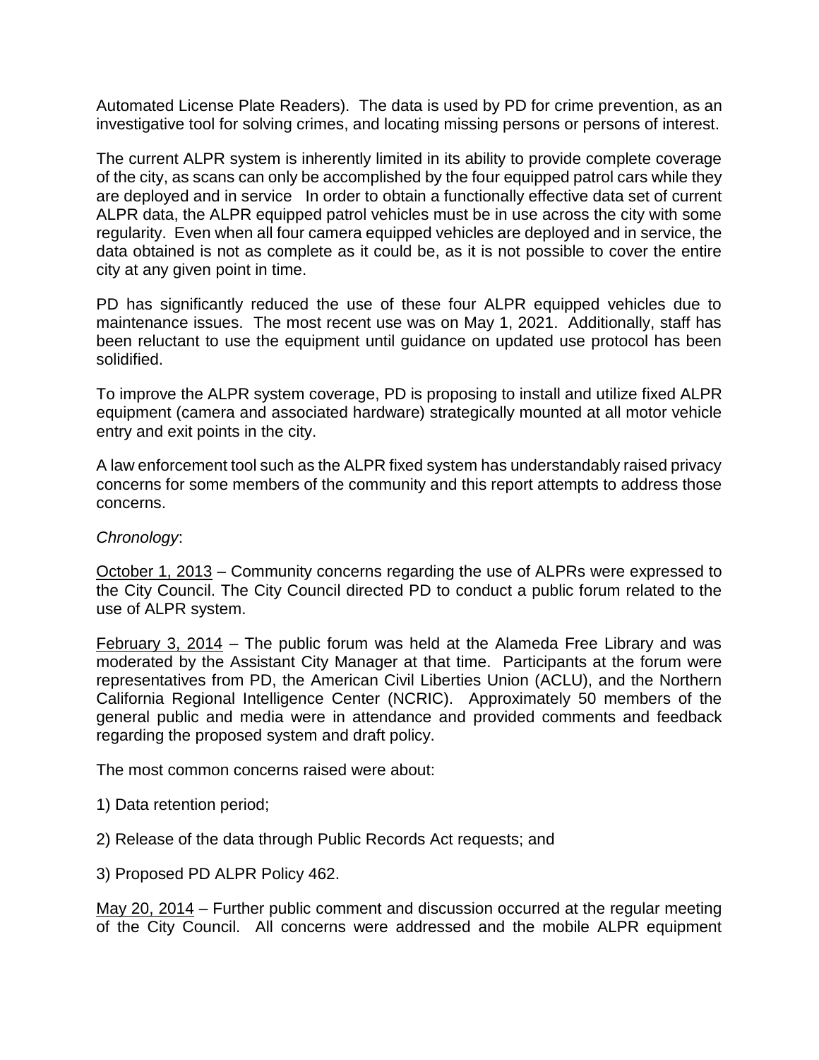Automated License Plate Readers). The data is used by PD for crime prevention, as an investigative tool for solving crimes, and locating missing persons or persons of interest.

The current ALPR system is inherently limited in its ability to provide complete coverage of the city, as scans can only be accomplished by the four equipped patrol cars while they are deployed and in service In order to obtain a functionally effective data set of current ALPR data, the ALPR equipped patrol vehicles must be in use across the city with some regularity. Even when all four camera equipped vehicles are deployed and in service, the data obtained is not as complete as it could be, as it is not possible to cover the entire city at any given point in time.

PD has significantly reduced the use of these four ALPR equipped vehicles due to maintenance issues. The most recent use was on May 1, 2021. Additionally, staff has been reluctant to use the equipment until guidance on updated use protocol has been solidified.

To improve the ALPR system coverage, PD is proposing to install and utilize fixed ALPR equipment (camera and associated hardware) strategically mounted at all motor vehicle entry and exit points in the city.

A law enforcement tool such as the ALPR fixed system has understandably raised privacy concerns for some members of the community and this report attempts to address those concerns.

*Chronology*:

<u>October 1, 2013</u> – Community concerns regarding the use of ALPRs were expressed to the City Council. The City Council directed PD to conduct a public forum related to the use of ALPR system.

<u>February 3, 2014</u> – The public forum was held at the Alameda Free Library and was moderated by the Assistant City Manager at that time. Participants at the forum were representatives from PD, the American Civil Liberties Union (ACLU), and the Northern California Regional Intelligence Center (NCRIC). Approximately 50 members of the general public and media were in attendance and provided comments and feedback regarding the proposed system and draft policy.

The most common concerns raised were about:

1) Data retention period;

2) Release of the data through Public Records Act requests; and

3) Proposed PD ALPR Policy 462.

<u>May 20, 2014</u> – Further public comment and discussion occurred at the regular meeting of the City Council. All concerns were addressed and the mobile ALPR equipment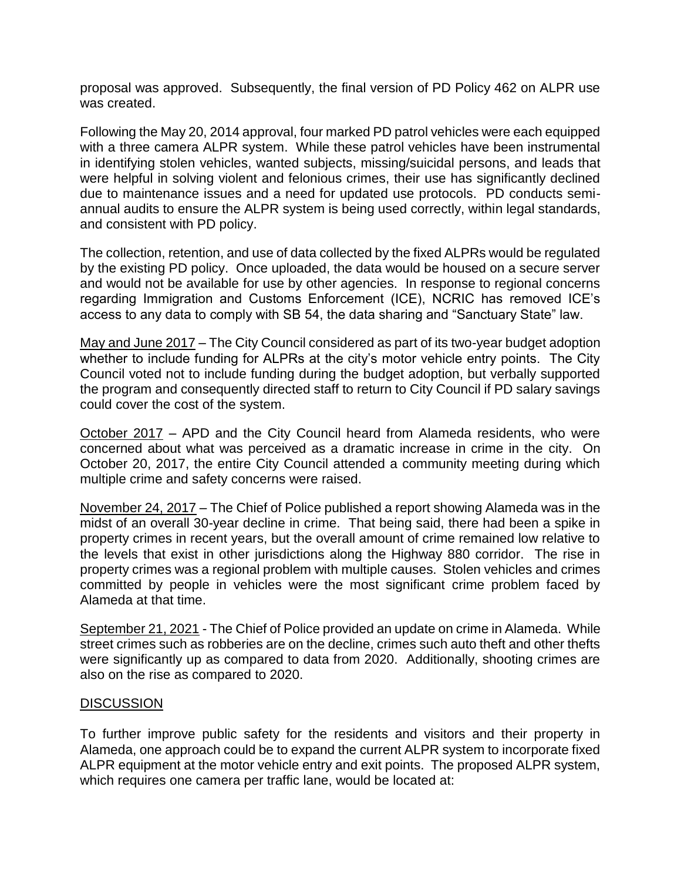proposal was approved. Subsequently, the final version of PD Policy 462 on ALPR use was created.

Following the May 20, 2014 approval, four marked PD patrol vehicles were each equipped with a three camera ALPR system. While these patrol vehicles have been instrumental in identifying stolen vehicles, wanted subjects, missing/suicidal persons, and leads that were helpful in solving violent and felonious crimes, their use has significantly declined due to maintenance issues and a need for updated use protocols. PD conducts semi-annual audits to ensure the ALPR system is being used correctly, within legal standards, and consistent with PD policy.

The collection, retention, and use of data collected by the fixed ALPRs would be regulated by the existing PD policy. Once uploaded, the data would be housed on a secure server and would not be available for use by other agencies. In response to regional concerns regarding Immigration and Customs Enforcement (ICE), NCRIC has removed ICE's access to any data to comply with SB 54, the data sharing and "Sanctuary State" law.

<u>May and June 2017</u> – The City Council considered as part of its two-year budget adoption whether to include funding for ALPRs at the city's motor vehicle entry points. The City Council voted not to include funding during the budget adoption, but verbally supported the program and consequently directed staff to return to City Council if PD salary savings could cover the cost of the system.

<u>October 2017</u> – APD and the City Council heard from Alameda residents, who were concerned about what was perceived as a dramatic increase in crime in the city. On October 20, 2017, the entire City Council attended a community meeting during which multiple crime and safety concerns were raised.

<u>November 24, 2017</u> – The Chief of Police published a report showing Alameda was in the midst of an overall 30-year decline in crime. That being said, there had been a spike in property crimes in recent years, but the overall amount of crime remained low relative to the levels that exist in other jurisdictions along the Highway 880 corridor. The rise in property crimes was a regional problem with multiple causes. Stolen vehicles and crimes committed by people in vehicles were the most significant crime problem faced by Alameda at that time.

<u>September 21, 2021</u> - The Chief of Police provided an update on crime in Alameda. While street crimes such as robberies are on the decline, crimes such auto theft and other thefts were significantly up as compared to data from 2020. Additionally, shooting crimes are also on the rise as compared to 2020.

## DISCUSSION

To further improve public safety for the residents and visitors and their property in Alameda, one approach could be to expand the current ALPR system to incorporate fixed ALPR equipment at the motor vehicle entry and exit points. The proposed ALPR system, which requires one camera per traffic lane, would be located at: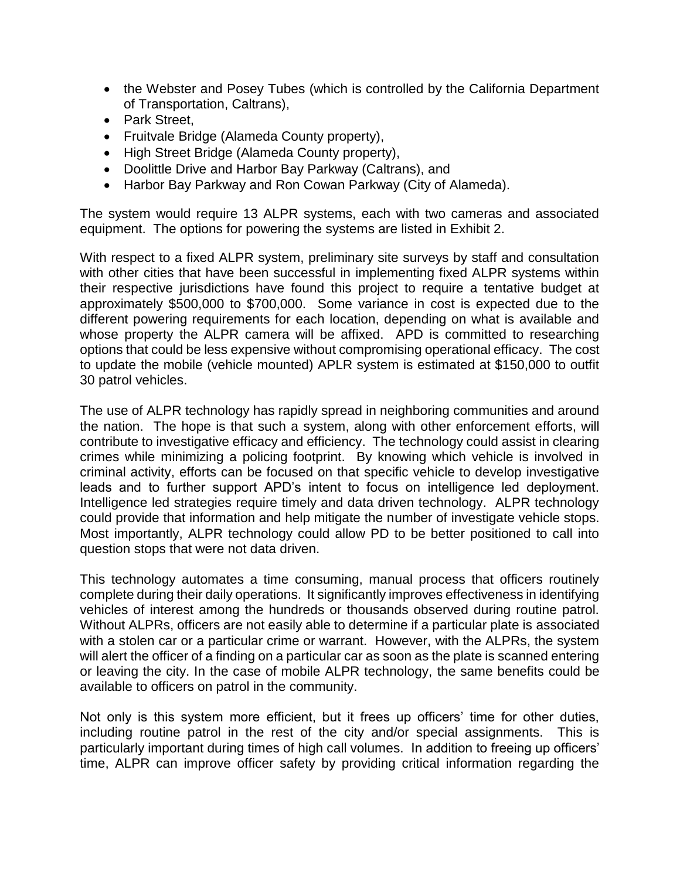- the Webster and Posey Tubes (which is controlled by the California Department of Transportation, Caltrans),
- Park Street,
- Fruitvale Bridge (Alameda County property),
- High Street Bridge (Alameda County property),
- Doolittle Drive and Harbor Bay Parkway (Caltrans), and
- Harbor Bay Parkway and Ron Cowan Parkway (City of Alameda).

The system would require 13 ALPR systems, each with two cameras and associated equipment. The options for powering the systems are listed in Exhibit 2.

With respect to a fixed ALPR system, preliminary site surveys by staff and consultation with other cities that have been successful in implementing fixed ALPR systems within their respective jurisdictions have found this project to require a tentative budget at approximately $500,000 to $700,000. Some variance in cost is expected due to the different powering requirements for each location, depending on what is available and whose property the ALPR camera will be affixed. APD is committed to researching options that could be less expensive without compromising operational efficacy. The cost to update the mobile (vehicle mounted) APLR system is estimated at $150,000 to outfit 30 patrol vehicles.

The use of ALPR technology has rapidly spread in neighboring communities and around the nation. The hope is that such a system, along with other enforcement efforts, will contribute to investigative efficacy and efficiency. The technology could assist in clearing crimes while minimizing a policing footprint. By knowing which vehicle is involved in criminal activity, efforts can be focused on that specific vehicle to develop investigative leads and to further support APD's intent to focus on intelligence led deployment. Intelligence led strategies require timely and data driven technology. ALPR technology could provide that information and help mitigate the number of investigate vehicle stops. Most importantly, ALPR technology could allow PD to be better positioned to call into question stops that were not data driven.

This technology automates a time consuming, manual process that officers routinely complete during their daily operations. It significantly improves effectiveness in identifying vehicles of interest among the hundreds or thousands observed during routine patrol. Without ALPRs, officers are not easily able to determine if a particular plate is associated with a stolen car or a particular crime or warrant. However, with the ALPRs, the system will alert the officer of a finding on a particular car as soon as the plate is scanned entering or leaving the city. In the case of mobile ALPR technology, the same benefits could be available to officers on patrol in the community.

Not only is this system more efficient, but it frees up officers' time for other duties, including routine patrol in the rest of the city and/or special assignments. This is particularly important during times of high call volumes. In addition to freeing up officers' time, ALPR can improve officer safety by providing critical information regarding the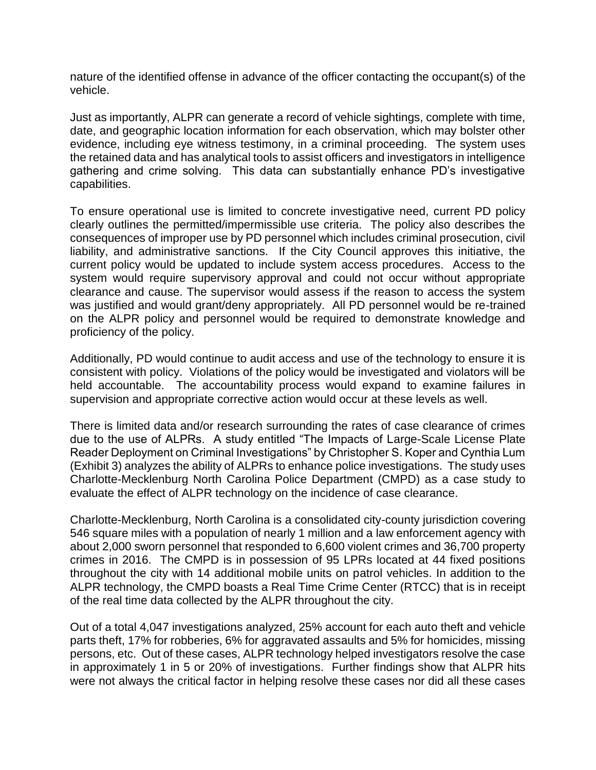nature of the identified offense in advance of the officer contacting the occupant(s) of the vehicle.

Just as importantly, ALPR can generate a record of vehicle sightings, complete with time, date, and geographic location information for each observation, which may bolster other evidence, including eye witness testimony, in a criminal proceeding. The system uses the retained data and has analytical tools to assist officers and investigators in intelligence gathering and crime solving. This data can substantially enhance PD's investigative capabilities.

To ensure operational use is limited to concrete investigative need, current PD policy clearly outlines the permitted/impermissible use criteria. The policy also describes the consequences of improper use by PD personnel which includes criminal prosecution, civil liability, and administrative sanctions. If the City Council approves this initiative, the current policy would be updated to include system access procedures. Access to the system would require supervisory approval and could not occur without appropriate clearance and cause. The supervisor would assess if the reason to access the system was justified and would grant/deny appropriately. All PD personnel would be re-trained on the ALPR policy and personnel would be required to demonstrate knowledge and proficiency of the policy.

Additionally, PD would continue to audit access and use of the technology to ensure it is consistent with policy. Violations of the policy would be investigated and violators will be held accountable. The accountability process would expand to examine failures in supervision and appropriate corrective action would occur at these levels as well.

There is limited data and/or research surrounding the rates of case clearance of crimes due to the use of ALPRs. A study entitled "The Impacts of Large-Scale License Plate Reader Deployment on Criminal Investigations" by Christopher S. Koper and Cynthia Lum (Exhibit 3) analyzes the ability of ALPRs to enhance police investigations. The study uses Charlotte-Mecklenburg North Carolina Police Department (CMPD) as a case study to evaluate the effect of ALPR technology on the incidence of case clearance.

Charlotte-Mecklenburg, North Carolina is a consolidated city-county jurisdiction covering 546 square miles with a population of nearly 1 million and a law enforcement agency with about 2,000 sworn personnel that responded to 6,600 violent crimes and 36,700 property crimes in 2016. The CMPD is in possession of 95 LPRs located at 44 fixed positions throughout the city with 14 additional mobile units on patrol vehicles. In addition to the ALPR technology, the CMPD boasts a Real Time Crime Center (RTCC) that is in receipt of the real time data collected by the ALPR throughout the city.

Out of a total 4,047 investigations analyzed, 25% account for each auto theft and vehicle parts theft, 17% for robberies, 6% for aggravated assaults and 5% for homicides, missing persons, etc. Out of these cases, ALPR technology helped investigators resolve the case in approximately 1 in 5 or 20% of investigations. Further findings show that ALPR hits were not always the critical factor in helping resolve these cases nor did all these cases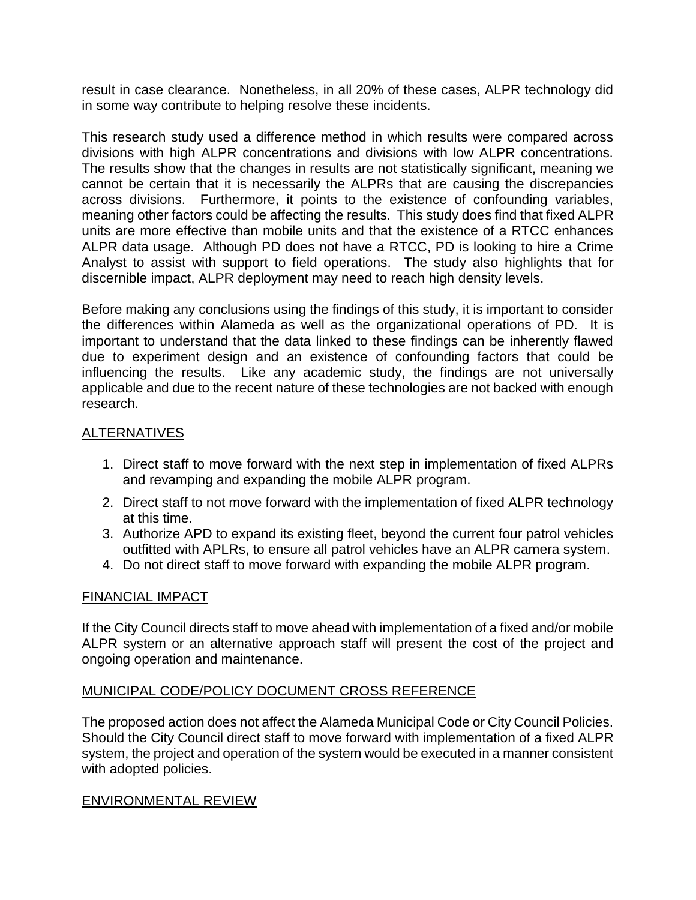result in case clearance. Nonetheless, in all 20% of these cases, ALPR technology did in some way contribute to helping resolve these incidents.

This research study used a difference method in which results were compared across divisions with high ALPR concentrations and divisions with low ALPR concentrations. The results show that the changes in results are not statistically significant, meaning we cannot be certain that it is necessarily the ALPRs that are causing the discrepancies across divisions. Furthermore, it points to the existence of confounding variables, meaning other factors could be affecting the results. This study does find that fixed ALPR units are more effective than mobile units and that the existence of a RTCC enhances ALPR data usage. Although PD does not have a RTCC, PD is looking to hire a Crime Analyst to assist with support to field operations. The study also highlights that for discernible impact, ALPR deployment may need to reach high density levels.

Before making any conclusions using the findings of this study, it is important to consider the differences within Alameda as well as the organizational operations of PD. It is important to understand that the data linked to these findings can be inherently flawed due to experiment design and an existence of confounding factors that could be influencing the results. Like any academic study, the findings are not universally applicable and due to the recent nature of these technologies are not backed with enough research.

## ALTERNATIVES

1. Direct staff to move forward with the next step in implementation of fixed ALPRs and revamping and expanding the mobile ALPR program.
2. Direct staff to not move forward with the implementation of fixed ALPR technology at this time.
3. Authorize APD to expand its existing fleet, beyond the current four patrol vehicles outfitted with APLRs, to ensure all patrol vehicles have an ALPR camera system.
4. Do not direct staff to move forward with expanding the mobile ALPR program.

## FINANCIAL IMPACT

If the City Council directs staff to move ahead with implementation of a fixed and/or mobile ALPR system or an alternative approach staff will present the cost of the project and ongoing operation and maintenance.

## MUNICIPAL CODE/POLICY DOCUMENT CROSS REFERENCE

The proposed action does not affect the Alameda Municipal Code or City Council Policies. Should the City Council direct staff to move forward with implementation of a fixed ALPR system, the project and operation of the system would be executed in a manner consistent with adopted policies.

## ENVIRONMENTAL REVIEW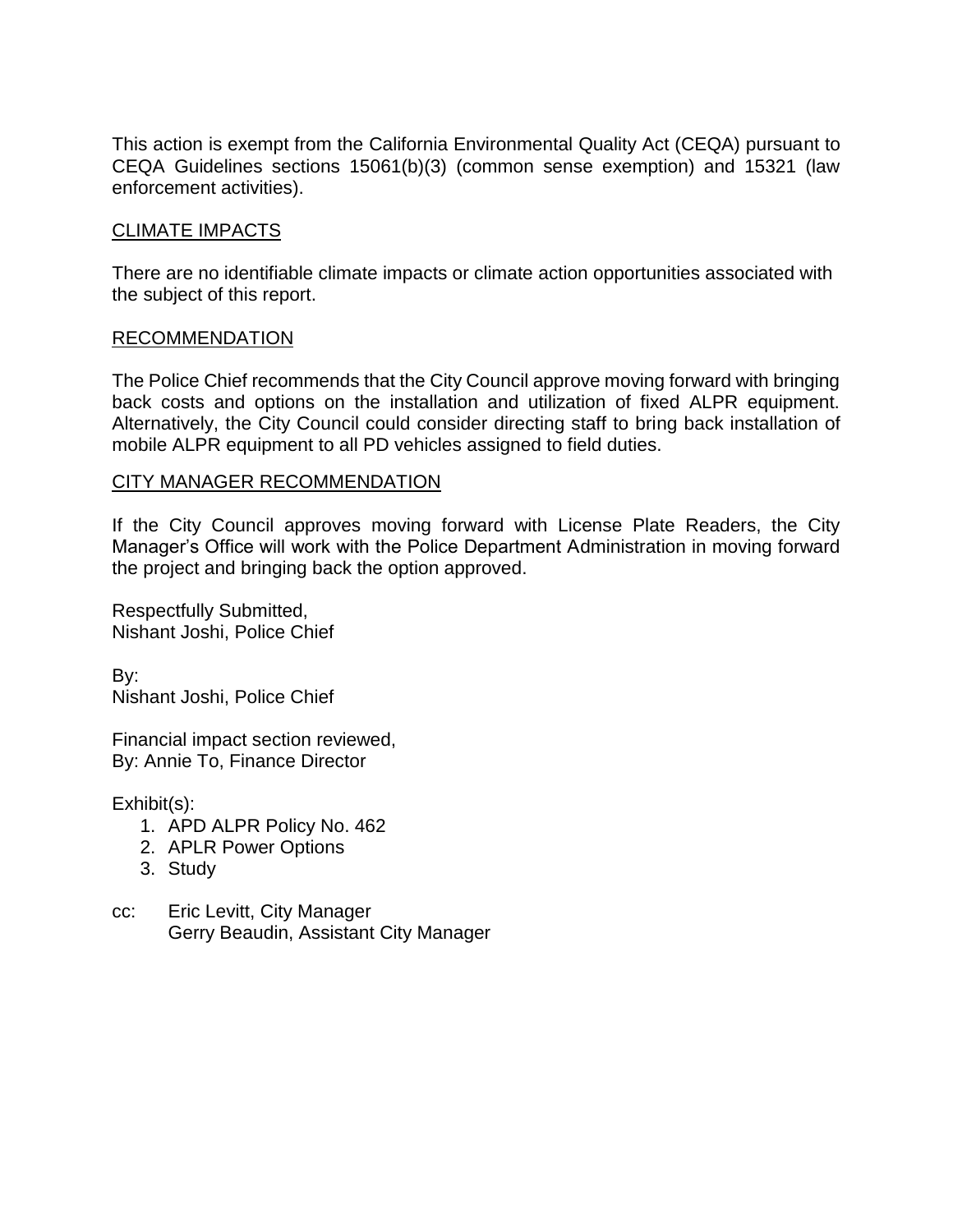This action is exempt from the California Environmental Quality Act (CEQA) pursuant to CEQA Guidelines sections 15061(b)(3) (common sense exemption) and 15321 (law enforcement activities).

## CLIMATE IMPACTS

There are no identifiable climate impacts or climate action opportunities associated with the subject of this report.

## RECOMMENDATION

The Police Chief recommends that the City Council approve moving forward with bringing back costs and options on the installation and utilization of fixed ALPR equipment. Alternatively, the City Council could consider directing staff to bring back installation of mobile ALPR equipment to all PD vehicles assigned to field duties.

## CITY MANAGER RECOMMENDATION

If the City Council approves moving forward with License Plate Readers, the City Manager's Office will work with the Police Department Administration in moving forward the project and bringing back the option approved.

Respectfully Submitted,
Nishant Joshi, Police Chief

By:
Nishant Joshi, Police Chief

Financial impact section reviewed,
By: Annie To, Finance Director

Exhibit(s):

1. APD ALPR Policy No. 462
2. APLR Power Options
3. Study

cc: Eric Levitt, City Manager
Gerry Beaudin, Assistant City Manager